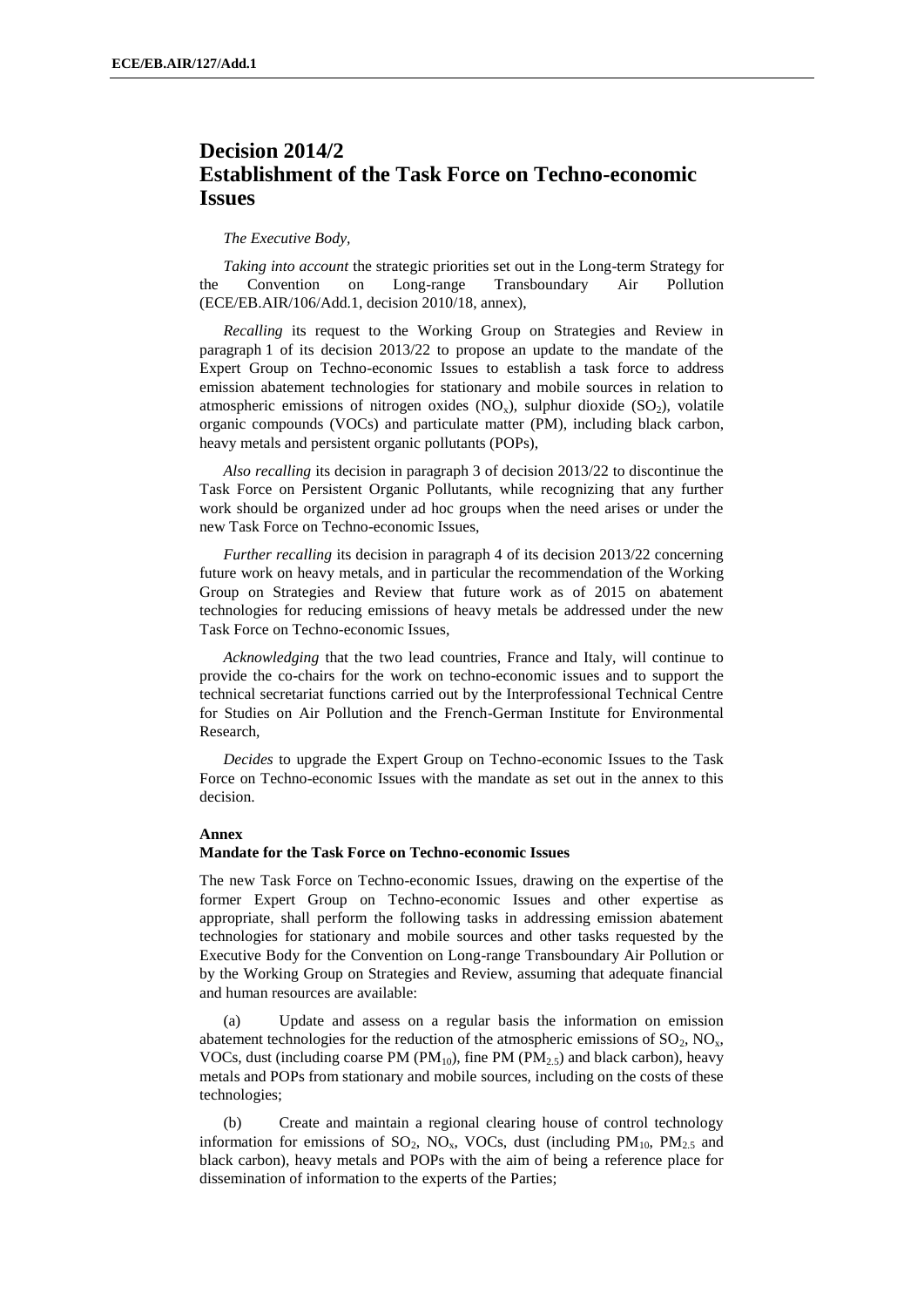# Decision 2014/2
# Establishment of the Task Force on Techno-economic Issues

*The Executive Body*,

*Taking into account* the strategic priorities set out in the Long-term Strategy for the Convention on Long-range Transboundary Air Pollution (ECE/EB.AIR/106/Add.1, decision 2010/18, annex),

*Recalling* its request to the Working Group on Strategies and Review in paragraph 1 of its decision 2013/22 to propose an update to the mandate of the Expert Group on Techno-economic Issues to establish a task force to address emission abatement technologies for stationary and mobile sources in relation to atmospheric emissions of nitrogen oxides ($NO_x$), sulphur dioxide ($SO_2$), volatile organic compounds (VOCs) and particulate matter (PM), including black carbon, heavy metals and persistent organic pollutants (POPs),

*Also recalling* its decision in paragraph 3 of decision 2013/22 to discontinue the Task Force on Persistent Organic Pollutants, while recognizing that any further work should be organized under ad hoc groups when the need arises or under the new Task Force on Techno-economic Issues,

*Further recalling* its decision in paragraph 4 of its decision 2013/22 concerning future work on heavy metals, and in particular the recommendation of the Working Group on Strategies and Review that future work as of 2015 on abatement technologies for reducing emissions of heavy metals be addressed under the new Task Force on Techno-economic Issues,

*Acknowledging* that the two lead countries, France and Italy, will continue to provide the co-chairs for the work on techno-economic issues and to support the technical secretariat functions carried out by the Interprofessional Technical Centre for Studies on Air Pollution and the French-German Institute for Environmental Research,

*Decides* to upgrade the Expert Group on Techno-economic Issues to the Task Force on Techno-economic Issues with the mandate as set out in the annex to this decision.

**Annex**

**Mandate for the Task Force on Techno-economic Issues**

The new Task Force on Techno-economic Issues, drawing on the expertise of the former Expert Group on Techno-economic Issues and other expertise as appropriate, shall perform the following tasks in addressing emission abatement technologies for stationary and mobile sources and other tasks requested by the Executive Body for the Convention on Long-range Transboundary Air Pollution or by the Working Group on Strategies and Review, assuming that adequate financial and human resources are available:

(a) Update and assess on a regular basis the information on emission abatement technologies for the reduction of the atmospheric emissions of $SO_2$, $NO_x$, VOCs, dust (including coarse PM ($PM_{10}$), fine PM ($PM_{2.5}$) and black carbon), heavy metals and POPs from stationary and mobile sources, including on the costs of these technologies;

(b) Create and maintain a regional clearing house of control technology information for emissions of $SO_2$, $NO_x$, VOCs, dust (including $PM_{10}$, $PM_{2.5}$ and black carbon), heavy metals and POPs with the aim of being a reference place for dissemination of information to the experts of the Parties;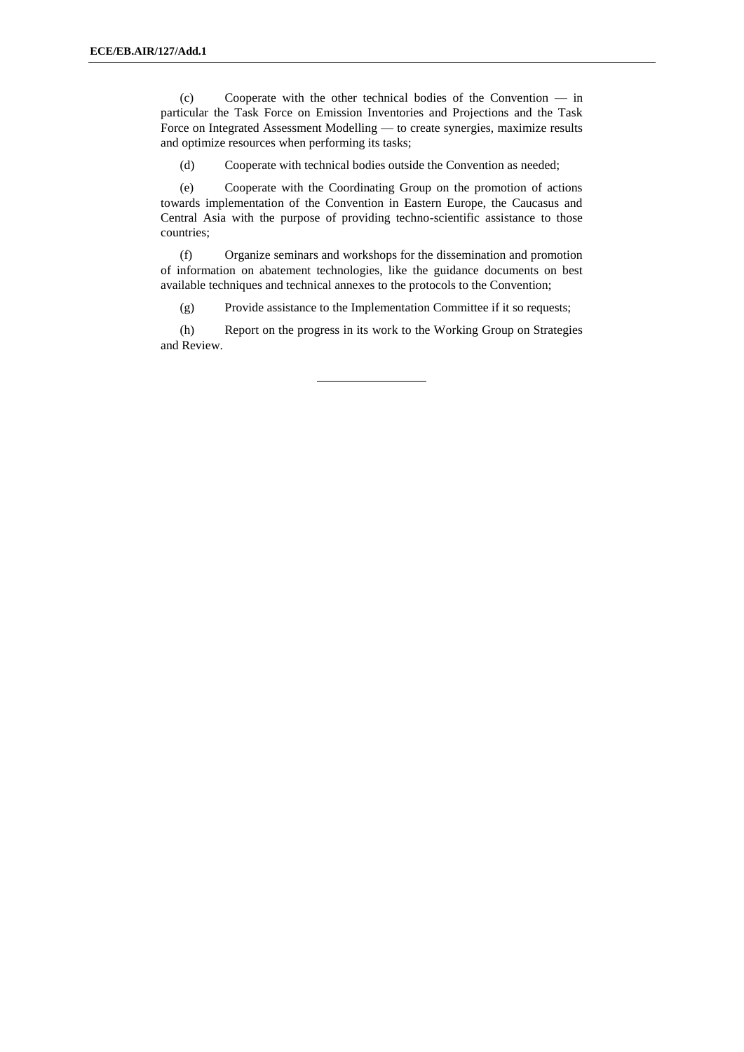(c) Cooperate with the other technical bodies of the Convention — in particular the Task Force on Emission Inventories and Projections and the Task Force on Integrated Assessment Modelling — to create synergies, maximize results and optimize resources when performing its tasks;

(d) Cooperate with technical bodies outside the Convention as needed;

(e) Cooperate with the Coordinating Group on the promotion of actions towards implementation of the Convention in Eastern Europe, the Caucasus and Central Asia with the purpose of providing techno-scientific assistance to those countries;

(f) Organize seminars and workshops for the dissemination and promotion of information on abatement technologies, like the guidance documents on best available techniques and technical annexes to the protocols to the Convention;

(g) Provide assistance to the Implementation Committee if it so requests;

(h) Report on the progress in its work to the Working Group on Strategies and Review.